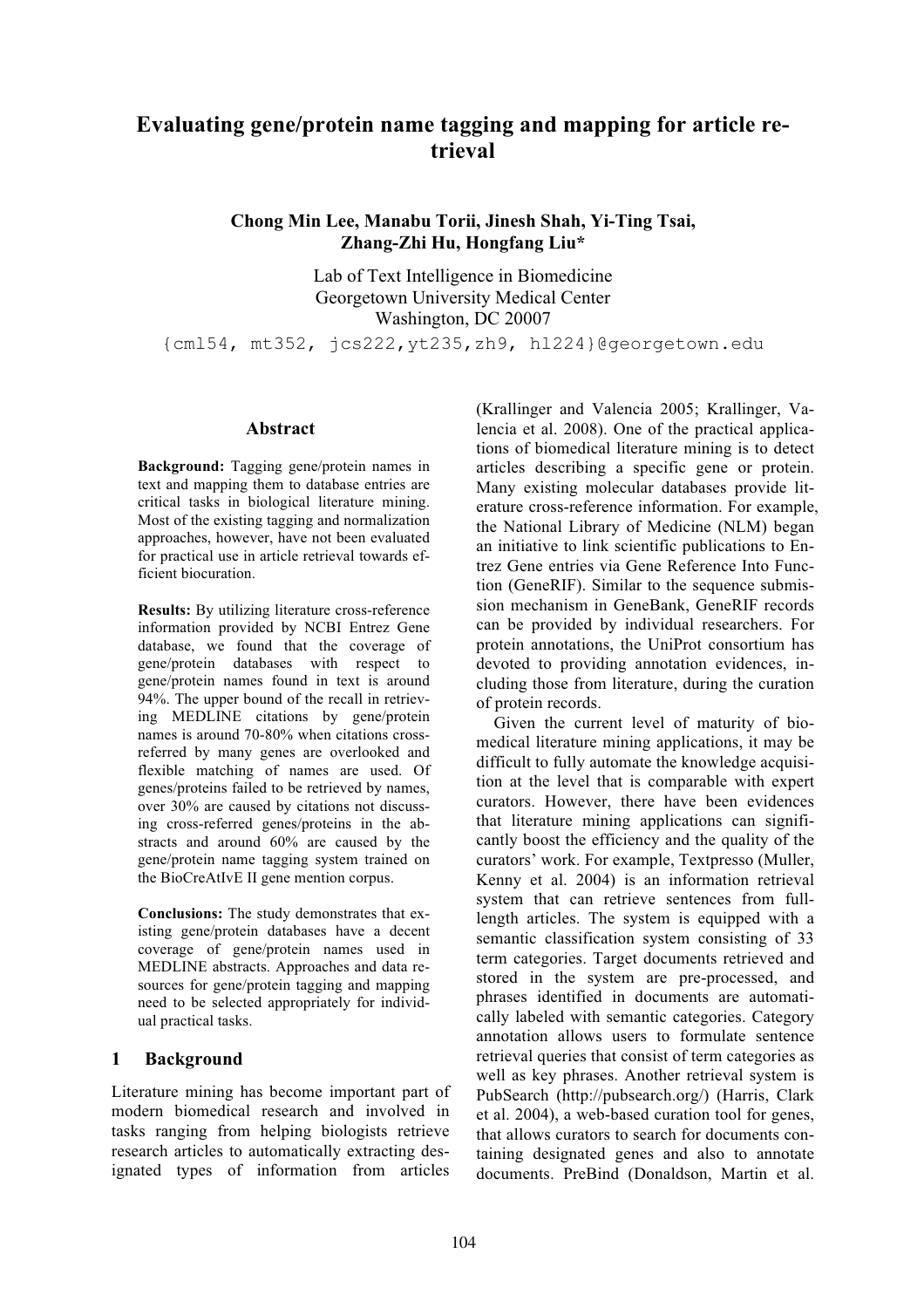# Evaluating gene/protein name tagging and mapping for article retrieval

**Chong Min Lee, Manabu Torii, Jinesh Shah, Yi-Ting Tsai, Zhang-Zhi Hu, Hongfang Liu***

Lab of Text Intelligence in Biomedicine
Georgetown University Medical Center
Washington, DC 20007
{cml54, mt352, jcs222,yt235,zh9, hl224}@georgetown.edu

## Abstract

**Background:** Tagging gene/protein names in text and mapping them to database entries are critical tasks in biological literature mining. Most of the existing tagging and normalization approaches, however, have not been evaluated for practical use in article retrieval towards efficient biocuration.

**Results:** By utilizing literature cross-reference information provided by NCBI Entrez Gene database, we found that the coverage of gene/protein databases with respect to gene/protein names found in text is around 94%. The upper bound of the recall in retrieving MEDLINE citations by gene/protein names is around 70-80% when citations cross-referred by many genes are overlooked and flexible matching of names are used. Of genes/proteins failed to be retrieved by names, over 30% are caused by citations not discussing cross-referred genes/proteins in the abstracts and around 60% are caused by the gene/protein name tagging system trained on the BioCreAtIvE II gene mention corpus.

**Conclusions:** The study demonstrates that existing gene/protein databases have a decent coverage of gene/protein names used in MEDLINE abstracts. Approaches and data resources for gene/protein tagging and mapping need to be selected appropriately for individual practical tasks.

## 1 Background

Literature mining has become important part of modern biomedical research and involved in tasks ranging from helping biologists retrieve research articles to automatically extracting designated types of information from articles (Krallinger and Valencia 2005; Krallinger, Valencia et al. 2008). One of the practical applications of biomedical literature mining is to detect articles describing a specific gene or protein. Many existing molecular databases provide literature cross-reference information. For example, the National Library of Medicine (NLM) began an initiative to link scientific publications to Entrez Gene entries via Gene Reference Into Function (GeneRIF). Similar to the sequence submission mechanism in GeneBank, GeneRIF records can be provided by individual researchers. For protein annotations, the UniProt consortium has devoted to providing annotation evidences, including those from literature, during the curation of protein records.

Given the current level of maturity of biomedical literature mining applications, it may be difficult to fully automate the knowledge acquisition at the level that is comparable with expert curators. However, there have been evidences that literature mining applications can significantly boost the efficiency and the quality of the curators' work. For example, Textpresso (Muller, Kenny et al. 2004) is an information retrieval system that can retrieve sentences from full-length articles. The system is equipped with a semantic classification system consisting of 33 term categories. Target documents retrieved and stored in the system are pre-processed, and phrases identified in documents are automatically labeled with semantic categories. Category annotation allows users to formulate sentence retrieval queries that consist of term categories as well as key phrases. Another retrieval system is PubSearch (http://pubsearch.org/) (Harris, Clark et al. 2004), a web-based curation tool for genes, that allows curators to search for documents containing designated genes and also to annotate documents. PreBind (Donaldson, Martin et al.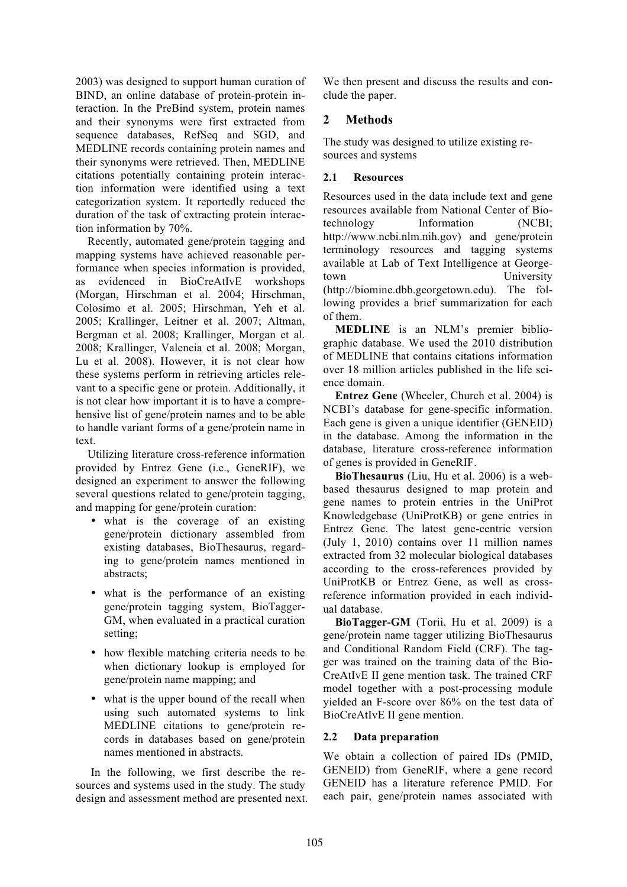2003) was designed to support human curation of BIND, an online database of protein-protein interaction. In the PreBind system, protein names and their synonyms were first extracted from sequence databases, RefSeq and SGD, and MEDLINE records containing protein names and their synonyms were retrieved. Then, MEDLINE citations potentially containing protein interaction information were identified using a text categorization system. It reportedly reduced the duration of the task of extracting protein interaction information by 70%.

Recently, automated gene/protein tagging and mapping systems have achieved reasonable performance when species information is provided, as evidenced in BioCreAtIvE workshops (Morgan, Hirschman et al. 2004; Hirschman, Colosimo et al. 2005; Hirschman, Yeh et al. 2005; Krallinger, Leitner et al. 2007; Altman, Bergman et al. 2008; Krallinger, Morgan et al. 2008; Krallinger, Valencia et al. 2008; Morgan, Lu et al. 2008). However, it is not clear how these systems perform in retrieving articles relevant to a specific gene or protein. Additionally, it is not clear how important it is to have a comprehensive list of gene/protein names and to be able to handle variant forms of a gene/protein name in text.

Utilizing literature cross-reference information provided by Entrez Gene (i.e., GeneRIF), we designed an experiment to answer the following several questions related to gene/protein tagging, and mapping for gene/protein curation:

- what is the coverage of an existing gene/protein dictionary assembled from existing databases, BioThesaurus, regarding to gene/protein names mentioned in abstracts;
- what is the performance of an existing gene/protein tagging system, BioTagger-GM, when evaluated in a practical curation setting;
- how flexible matching criteria needs to be when dictionary lookup is employed for gene/protein name mapping; and
- what is the upper bound of the recall when using such automated systems to link MEDLINE citations to gene/protein records in databases based on gene/protein names mentioned in abstracts.

In the following, we first describe the resources and systems used in the study. The study design and assessment method are presented next. We then present and discuss the results and conclude the paper.

## 2 Methods

The study was designed to utilize existing resources and systems

### 2.1 Resources

Resources used in the data include text and gene resources available from National Center of Biotechnology Information (NCBI; http://www.ncbi.nlm.nih.gov) and gene/protein terminology resources and tagging systems available at Lab of Text Intelligence at Georgetown University (http://biomine.dbb.georgetown.edu). The following provides a brief summarization for each of them.

**MEDLINE** is an NLM's premier bibliographic database. We used the 2010 distribution of MEDLINE that contains citations information over 18 million articles published in the life science domain.

**Entrez Gene** (Wheeler, Church et al. 2004) is NCBI's database for gene-specific information. Each gene is given a unique identifier (GENEID) in the database. Among the information in the database, literature cross-reference information of genes is provided in GeneRIF.

**BioThesaurus** (Liu, Hu et al. 2006) is a web-based thesaurus designed to map protein and gene names to protein entries in the UniProt Knowledgebase (UniProtKB) or gene entries in Entrez Gene. The latest gene-centric version (July 1, 2010) contains over 11 million names extracted from 32 molecular biological databases according to the cross-references provided by UniProtKB or Entrez Gene, as well as cross-reference information provided in each individual database.

**BioTagger-GM** (Torii, Hu et al. 2009) is a gene/protein name tagger utilizing BioThesaurus and Conditional Random Field (CRF). The tagger was trained on the training data of the BioCreAtIvE II gene mention task. The trained CRF model together with a post-processing module yielded an F-score over 86% on the test data of BioCreAtIvE II gene mention.

### 2.2 Data preparation

We obtain a collection of paired IDs (PMID, GENEID) from GeneRIF, where a gene record GENEID has a literature reference PMID. For each pair, gene/protein names associated with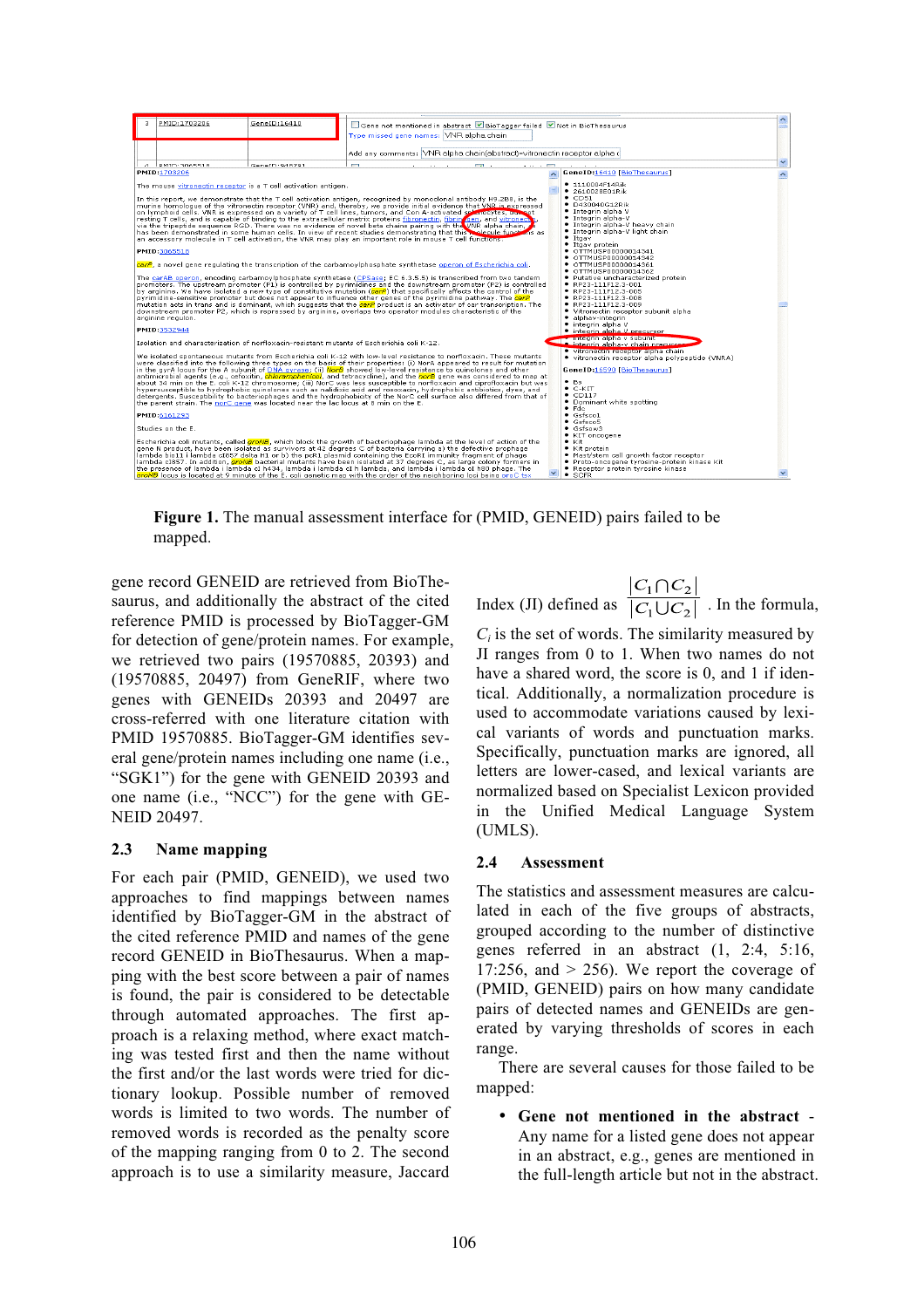**Figure 1.** The manual assessment interface for (PMID, GENEID) pairs failed to be mapped.

gene record GENEID are retrieved from BioThesaurus, and additionally the abstract of the cited reference PMID is processed by BioTagger-GM for detection of gene/protein names. For example, we retrieved two pairs (19570885, 20393) and (19570885, 20497) from GeneRIF, where two genes with GENEIDs 20393 and 20497 are cross-referred with one literature citation with PMID 19570885. BioTagger-GM identifies several gene/protein names including one name (i.e., “SGK1”) for the gene with GENEID 20393 and one name (i.e., “NCC”) for the gene with GENEID 20497.

### 2.3 Name mapping

For each pair (PMID, GENEID), we used two approaches to find mappings between names identified by BioTagger-GM in the abstract of the cited reference PMID and names of the gene record GENEID in BioThesaurus. When a mapping with the best score between a pair of names is found, the pair is considered to be detectable through automated approaches. The first approach is a relaxing method, where exact matching was tested first and then the name without the first and/or the last words were tried for dictionary lookup. Possible number of removed words is limited to two words. The number of removed words is recorded as the penalty score of the mapping ranging from 0 to 2. The second approach is to use a similarity measure, Jaccard Index (JI) defined as $\frac{|C_1 \cap C_2|}{|C_1 \cup C_2|}$. In the formula, $C_i$ is the set of words. The similarity measured by JI ranges from 0 to 1. When two names do not have a shared word, the score is 0, and 1 if identical. Additionally, a normalization procedure is used to accommodate variations caused by lexical variants of words and punctuation marks. Specifically, punctuation marks are ignored, all letters are lower-cased, and lexical variants are normalized based on Specialist Lexicon provided in the Unified Medical Language System (UMLS).

### 2.4 Assessment

The statistics and assessment measures are calculated in each of the five groups of abstracts, grouped according to the number of distinctive genes referred in an abstract (1, 2:4, 5:16, 17:256, and > 256). We report the coverage of (PMID, GENEID) pairs on how many candidate pairs of detected names and GENEIDs are generated by varying thresholds of scores in each range.

There are several causes for those failed to be mapped:

- **Gene not mentioned in the abstract** - Any name for a listed gene does not appear in an abstract, e.g., genes are mentioned in the full-length article but not in the abstract.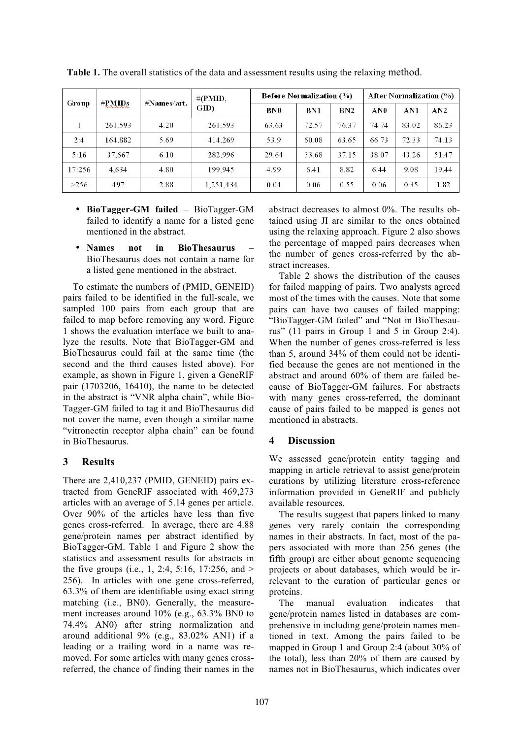**Table 1.** The overall statistics of the data and assessment results using the relaxing method.

| Group | #PMIDs | #Names/art. | #(PMID, GID) | Before Normalization (%) | | | After Normalization (%) | | |
|---|---|---|---|---|---|---|---|---|---|
| | | | | BN0 | BN1 | BN2 | AN0 | AN1 | AN2 |
| 1 | 261,593 | 4.20 | 261,593 | 63.63 | 72.57 | 76.37 | 74.74 | 83.02 | 86.23 |
| 2:4 | 164,882 | 5.69 | 414,269 | 53.9 | 60.08 | 63.65 | 66.73 | 72.33 | 74.13 |
| 5:16 | 37,667 | 6.10 | 282,996 | 29.64 | 33.68 | 37.15 | 38.07 | 43.26 | 51.47 |
| 17:256 | 4,634 | 4.80 | 199,945 | 4.99 | 6.41 | 8.82 | 6.44 | 9.08 | 19.44 |
| >256 | 497 | 2.88 | 1,251,434 | 0.04 | 0.06 | 0.55 | 0.06 | 0.35 | 1.82 |

- **BioTagger-GM failed** – BioTagger-GM failed to identify a name for a listed gene mentioned in the abstract.
- **Names not in BioThesaurus** – BioThesaurus does not contain a name for a listed gene mentioned in the abstract.

To estimate the numbers of (PMID, GENEID) pairs failed to be identified in the full-scale, we sampled 100 pairs from each group that are failed to map before removing any word. Figure 1 shows the evaluation interface we built to analyze the results. Note that BioTagger-GM and BioThesaurus could fail at the same time (the second and the third causes listed above). For example, as shown in Figure 1, given a GeneRIF pair (1703206, 16410), the name to be detected in the abstract is "VNR alpha chain", while BioTagger-GM failed to tag it and BioThesaurus did not cover the name, even though a similar name "vitronectin receptor alpha chain" can be found in BioThesaurus.

## 3 Results

There are 2,410,237 (PMID, GENEID) pairs extracted from GeneRIF associated with 469,273 articles with an average of 5.14 genes per article. Over 90% of the articles have less than five genes cross-referred. In average, there are 4.88 gene/protein names per abstract identified by BioTagger-GM. Table 1 and Figure 2 show the statistics and assessment results for abstracts in the five groups (i.e., 1, 2:4, 5:16, 17:256, and > 256). In articles with one gene cross-referred, 63.3% of them are identifiable using exact string matching (i.e., BN0). Generally, the measurement increases around 10% (e.g., 63.3% BN0 to 74.4% AN0) after string normalization and around additional 9% (e.g., 83.02% AN1) if a leading or a trailing word in a name was removed. For some articles with many genes cross-referred, the chance of finding their names in the abstract decreases to almost 0%. The results obtained using JI are similar to the ones obtained using the relaxing approach. Figure 2 also shows the percentage of mapped pairs decreases when the number of genes cross-referred by the abstract increases.

Table 2 shows the distribution of the causes for failed mapping of pairs. Two analysts agreed most of the times with the causes. Note that some pairs can have two causes of failed mapping: "BioTagger-GM failed" and "Not in BioThesaurus" (11 pairs in Group 1 and 5 in Group 2:4). When the number of genes cross-referred is less than 5, around 34% of them could not be identified because the genes are not mentioned in the abstract and around 60% of them are failed because of BioTagger-GM failures. For abstracts with many genes cross-referred, the dominant cause of pairs failed to be mapped is genes not mentioned in abstracts.

## 4 Discussion

We assessed gene/protein entity tagging and mapping in article retrieval to assist gene/protein curations by utilizing literature cross-reference information provided in GeneRIF and publicly available resources.

The results suggest that papers linked to many genes very rarely contain the corresponding names in their abstracts. In fact, most of the papers associated with more than 256 genes (the fifth group) are either about genome sequencing projects or about databases, which would be irrelevant to the curation of particular genes or proteins.

The manual evaluation indicates that gene/protein names listed in databases are comprehensive in including gene/protein names mentioned in text. Among the pairs failed to be mapped in Group 1 and Group 2:4 (about 30% of the total), less than 20% of them are caused by names not in BioThesaurus, which indicates over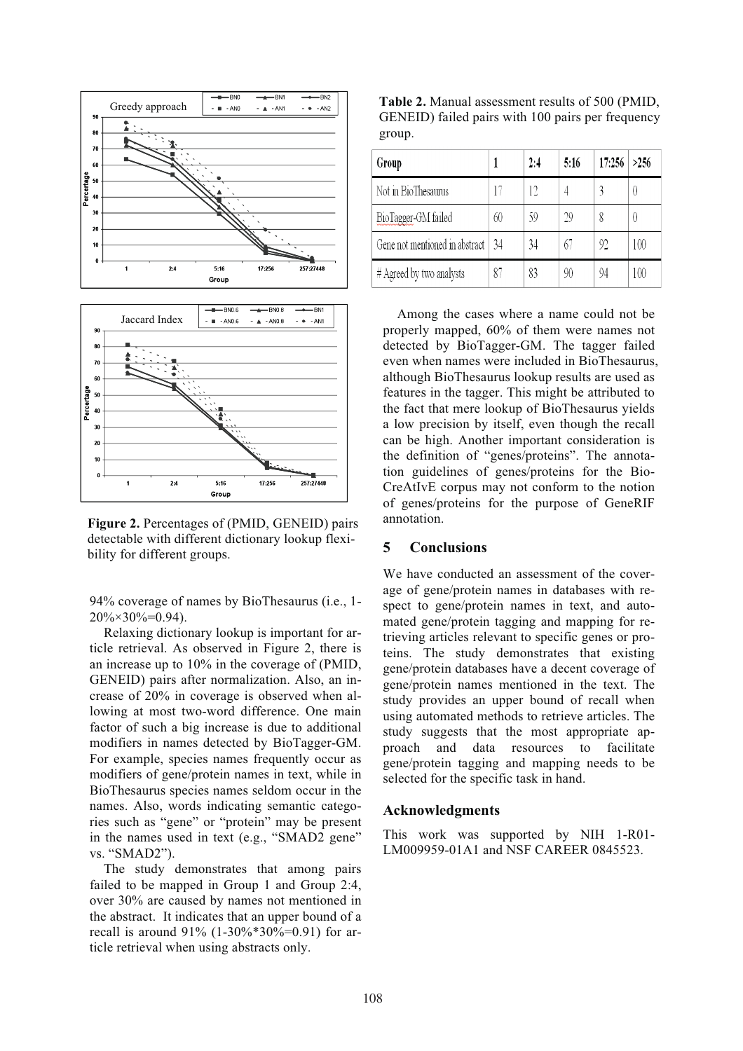**Figure 2.** Percentages of (PMID, GENEID) pairs detectable with different dictionary lookup flexibility for different groups.

94% coverage of names by BioThesaurus (i.e., 1-20%×30%=0.94).

Relaxing dictionary lookup is important for article retrieval. As observed in Figure 2, there is an increase up to 10% in the coverage of (PMID, GENEID) pairs after normalization. Also, an increase of 20% in coverage is observed when allowing at most two-word difference. One main factor of such a big increase is due to additional modifiers in names detected by BioTagger-GM. For example, species names frequently occur as modifiers of gene/protein names in text, while in BioThesaurus species names seldom occur in the names. Also, words indicating semantic categories such as "gene" or "protein" may be present in the names used in text (e.g., "SMAD2 gene" vs. "SMAD2").

The study demonstrates that among pairs failed to be mapped in Group 1 and Group 2:4, over 30% are caused by names not mentioned in the abstract. It indicates that an upper bound of a recall is around 91% (1-30%*30%=0.91) for article retrieval when using abstracts only.

**Table 2.** Manual assessment results of 500 (PMID, GENEID) failed pairs with 100 pairs per frequency group.

| Group | 1 | 2:4 | 5:16 | 17:256 | >256 |
|---|---|---|---|---|---|
| Not in BioThesaurus | 17 | 12 | 4 | 3 | 0 |
| BioTagger-GM failed | 60 | 59 | 29 | 8 | 0 |
| Gene not mentioned in abstract | 34 | 34 | 67 | 92 | 100 |
| # Agreed by two analysts | 87 | 83 | 90 | 94 | 100 |

Among the cases where a name could not be properly mapped, 60% of them were names not detected by BioTagger-GM. The tagger failed even when names were included in BioThesaurus, although BioThesaurus lookup results are used as features in the tagger. This might be attributed to the fact that mere lookup of BioThesaurus yields a low precision by itself, even though the recall can be high. Another important consideration is the definition of "genes/proteins". The annotation guidelines of genes/proteins for the BioCreAtIvE corpus may not conform to the notion of genes/proteins for the purpose of GeneRIF annotation.

## 5 Conclusions

We have conducted an assessment of the coverage of gene/protein names in databases with respect to gene/protein names in text, and automated gene/protein tagging and mapping for retrieving articles relevant to specific genes or proteins. The study demonstrates that existing gene/protein databases have a decent coverage of gene/protein names mentioned in the text. The study provides an upper bound of recall when using automated methods to retrieve articles. The study suggests that the most appropriate approach and data resources to facilitate gene/protein tagging and mapping needs to be selected for the specific task in hand.

## Acknowledgments

This work was supported by NIH 1-R01-LM009959-01A1 and NSF CAREER 0845523.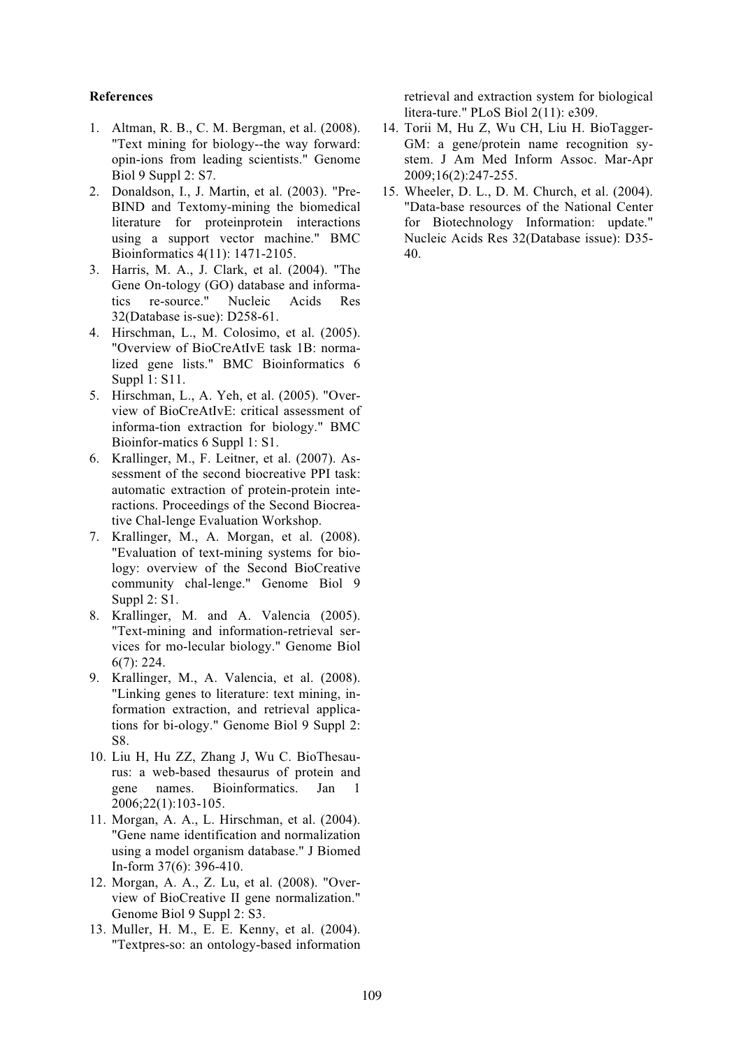**References**

1. Altman, R. B., C. M. Bergman, et al. (2008). "Text mining for biology--the way forward: opin-ions from leading scientists." Genome Biol 9 Suppl 2: S7.
2. Donaldson, I., J. Martin, et al. (2003). "Pre-BIND and Textomy-mining the biomedical literature for proteinprotein interactions using a support vector machine." BMC Bioinformatics 4(11): 1471-2105.
3. Harris, M. A., J. Clark, et al. (2004). "The Gene On-tology (GO) database and informa-tics re-source." Nucleic Acids Res 32(Database is-sue): D258-61.
4. Hirschman, L., M. Colosimo, et al. (2005). "Overview of BioCreAtIvE task 1B: normalized gene lists." BMC Bioinformatics 6 Suppl 1: S11.
5. Hirschman, L., A. Yeh, et al. (2005). "Overview of BioCreAtIvE: critical assessment of informa-tion extraction for biology." BMC Bioinfor-matics 6 Suppl 1: S1.
6. Krallinger, M., F. Leitner, et al. (2007). Assessment of the second biocreative PPI task: automatic extraction of protein-protein interactions. Proceedings of the Second Biocreative Chal-lenge Evaluation Workshop.
7. Krallinger, M., A. Morgan, et al. (2008). "Evaluation of text-mining systems for biology: overview of the Second BioCreative community chal-lenge." Genome Biol 9 Suppl 2: S1.
8. Krallinger, M. and A. Valencia (2005). "Text-mining and information-retrieval services for mo-lecular biology." Genome Biol 6(7): 224.
9. Krallinger, M., A. Valencia, et al. (2008). "Linking genes to literature: text mining, information extraction, and retrieval applications for bi-ology." Genome Biol 9 Suppl 2: S8.
10. Liu H, Hu ZZ, Zhang J, Wu C. BioThesaurus: a web-based thesaurus of protein and gene names. Bioinformatics. Jan 1 2006;22(1):103-105.
11. Morgan, A. A., L. Hirschman, et al. (2004). "Gene name identification and normalization using a model organism database." J Biomed In-form 37(6): 396-410.
12. Morgan, A. A., Z. Lu, et al. (2008). "Overview of BioCreative II gene normalization." Genome Biol 9 Suppl 2: S3.
13. Muller, H. M., E. E. Kenny, et al. (2004). "Textpres-so: an ontology-based information retrieval and extraction system for biological litera-ture." PLoS Biol 2(11): e309.
14. Torii M, Hu Z, Wu CH, Liu H. BioTagger-GM: a gene/protein name recognition system. J Am Med Inform Assoc. Mar-Apr 2009;16(2):247-255.
15. Wheeler, D. L., D. M. Church, et al. (2004). "Data-base resources of the National Center for Biotechnology Information: update." Nucleic Acids Res 32(Database issue): D35-40.